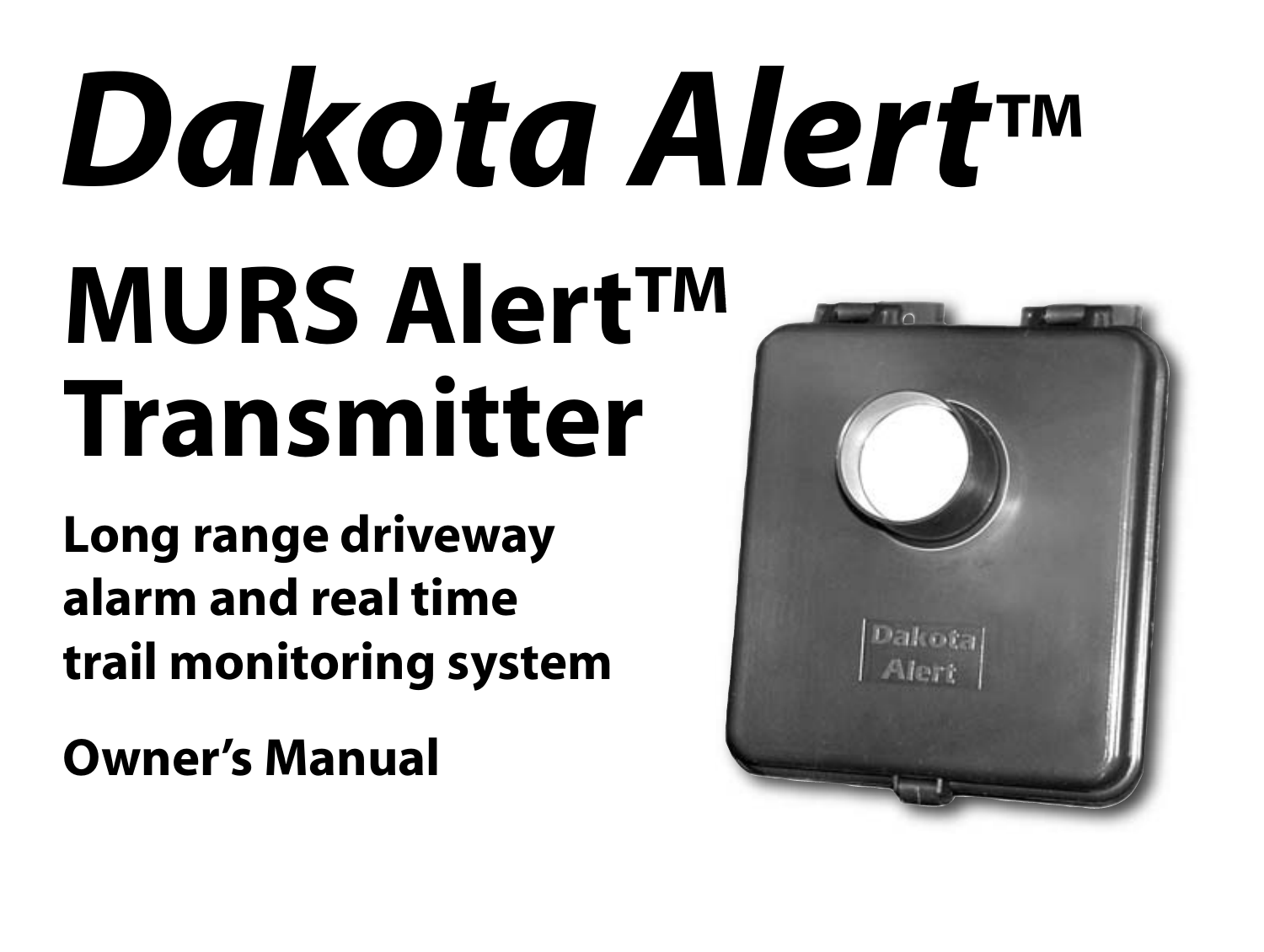# *Dakota Alert™*

## MURS Alert™ Transmitter

**Long range driveway alarm and real time trail monitoring system**

**Owner's Manual**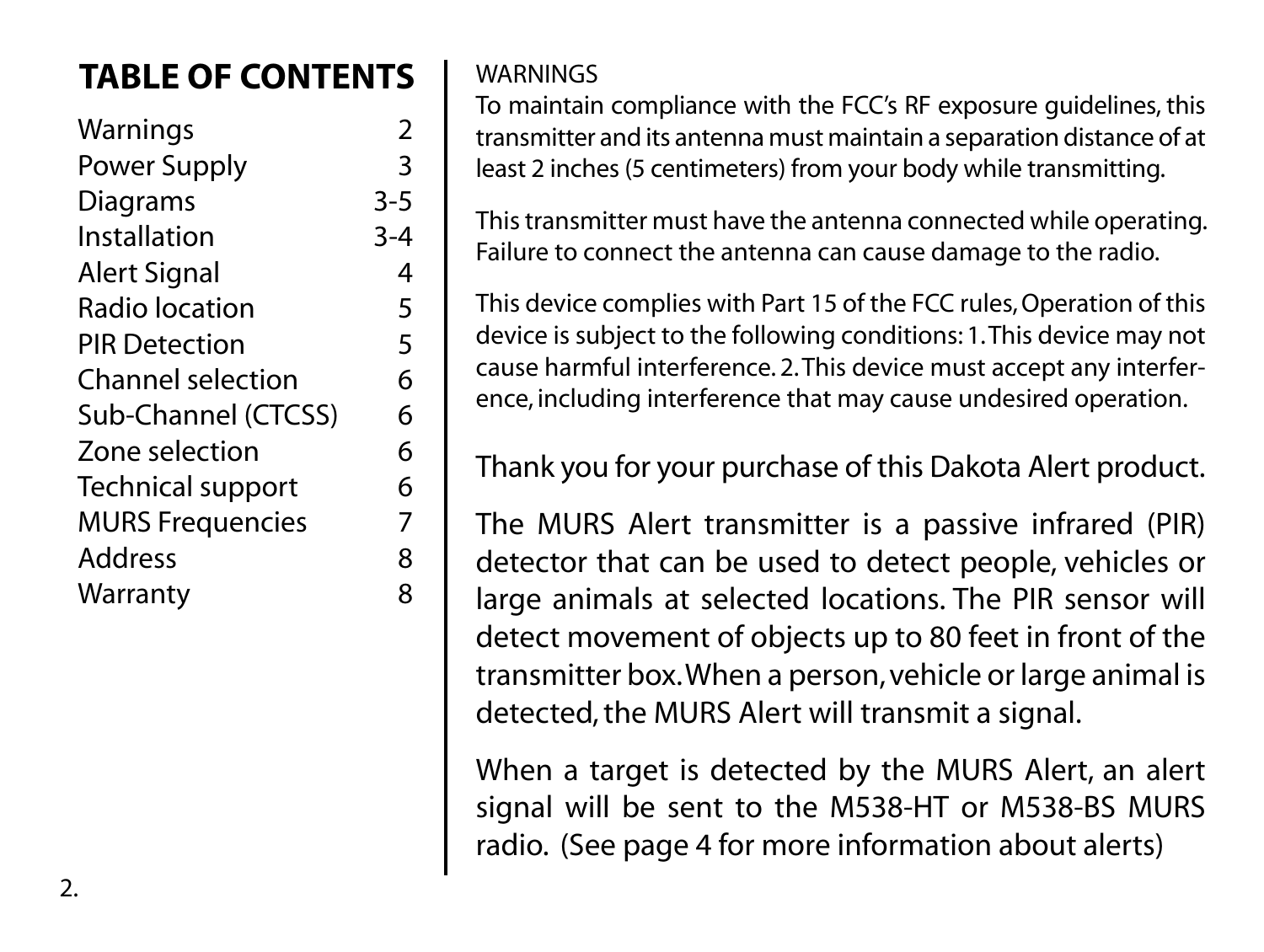# TABLE OF CONTENTS

| Section | Page |
|---|---|
| Warnings | 2 |
| Power Supply | 3 |
| Diagrams | 3-5 |
| Installation | 3-4 |
| Alert Signal | 4 |
| Radio location | 5 |
| PIR Detection | 5 |
| Channel selection | 6 |
| Sub-Channel (CTCSS) | 6 |
| Zone selection | 6 |
| Technical support | 6 |
| MURS Frequencies | 7 |
| Address | 8 |
| Warranty | 8 |

WARNINGS

To maintain compliance with the FCC's RF exposure guidelines, this transmitter and its antenna must maintain a separation distance of at least 2 inches (5 centimeters) from your body while transmitting.

This transmitter must have the antenna connected while operating. Failure to connect the antenna can cause damage to the radio.

This device complies with Part 15 of the FCC rules, Operation of this device is subject to the following conditions: 1. This device may not cause harmful interference. 2. This device must accept any interference, including interference that may cause undesired operation.

Thank you for your purchase of this Dakota Alert product.

The MURS Alert transmitter is a passive infrared (PIR) detector that can be used to detect people, vehicles or large animals at selected locations. The PIR sensor will detect movement of objects up to 80 feet in front of the transmitter box. When a person, vehicle or large animal is detected, the MURS Alert will transmit a signal.

When a target is detected by the MURS Alert, an alert signal will be sent to the M538-HT or M538-BS MURS radio. (See page 4 for more information about alerts)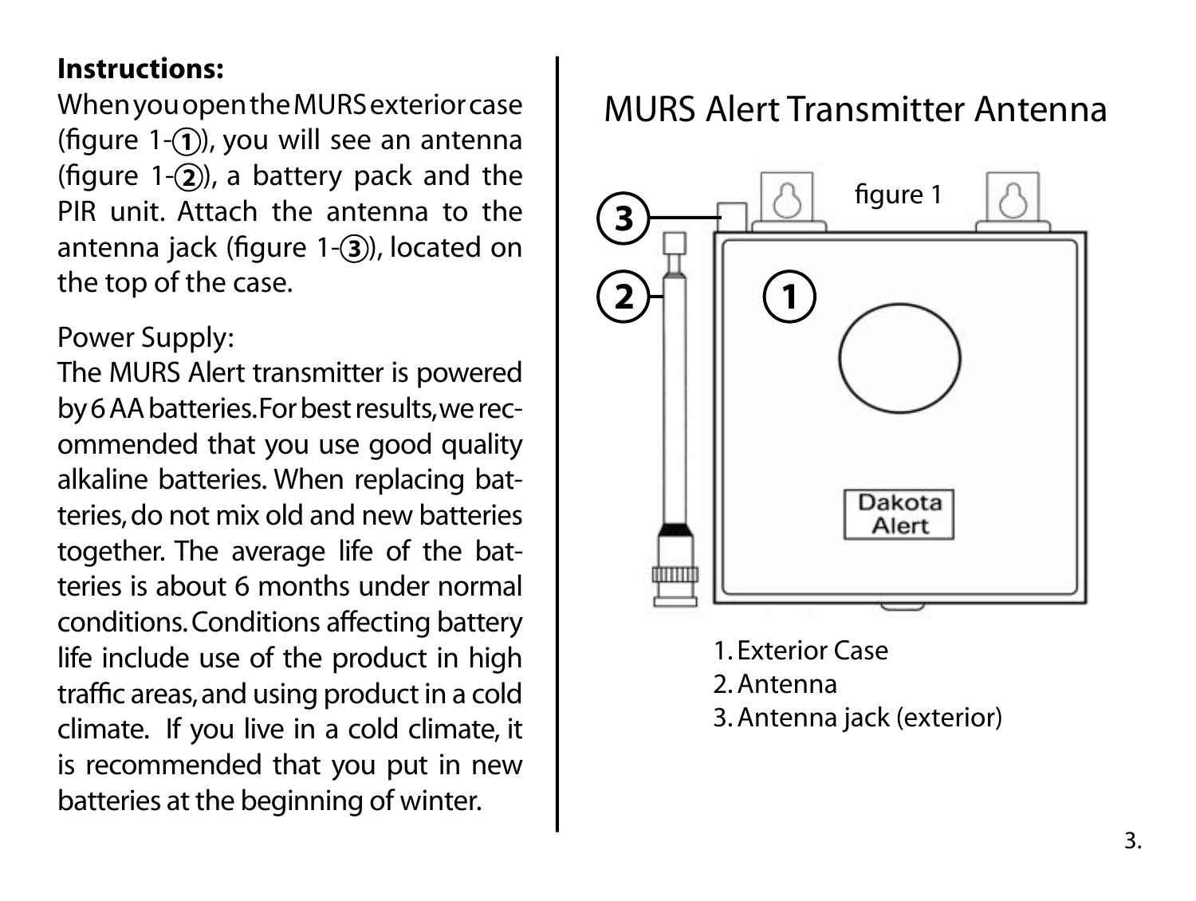**Instructions:**

When you open the MURS exterior case (figure 1-①), you will see an antenna (figure 1-②), a battery pack and the PIR unit. Attach the antenna to the antenna jack (figure 1-③), located on the top of the case.

Power Supply:

The MURS Alert transmitter is powered by 6 AA batteries. For best results, we recommended that you use good quality alkaline batteries. When replacing batteries, do not mix old and new batteries together. The average life of the batteries is about 6 months under normal conditions. Conditions affecting battery life include use of the product in high traffic areas, and using product in a cold climate. If you live in a cold climate, it is recommended that you put in new batteries at the beginning of winter.

## MURS Alert Transmitter Antenna

figure 1

1. Exterior Case
2. Antenna
3. Antenna jack (exterior)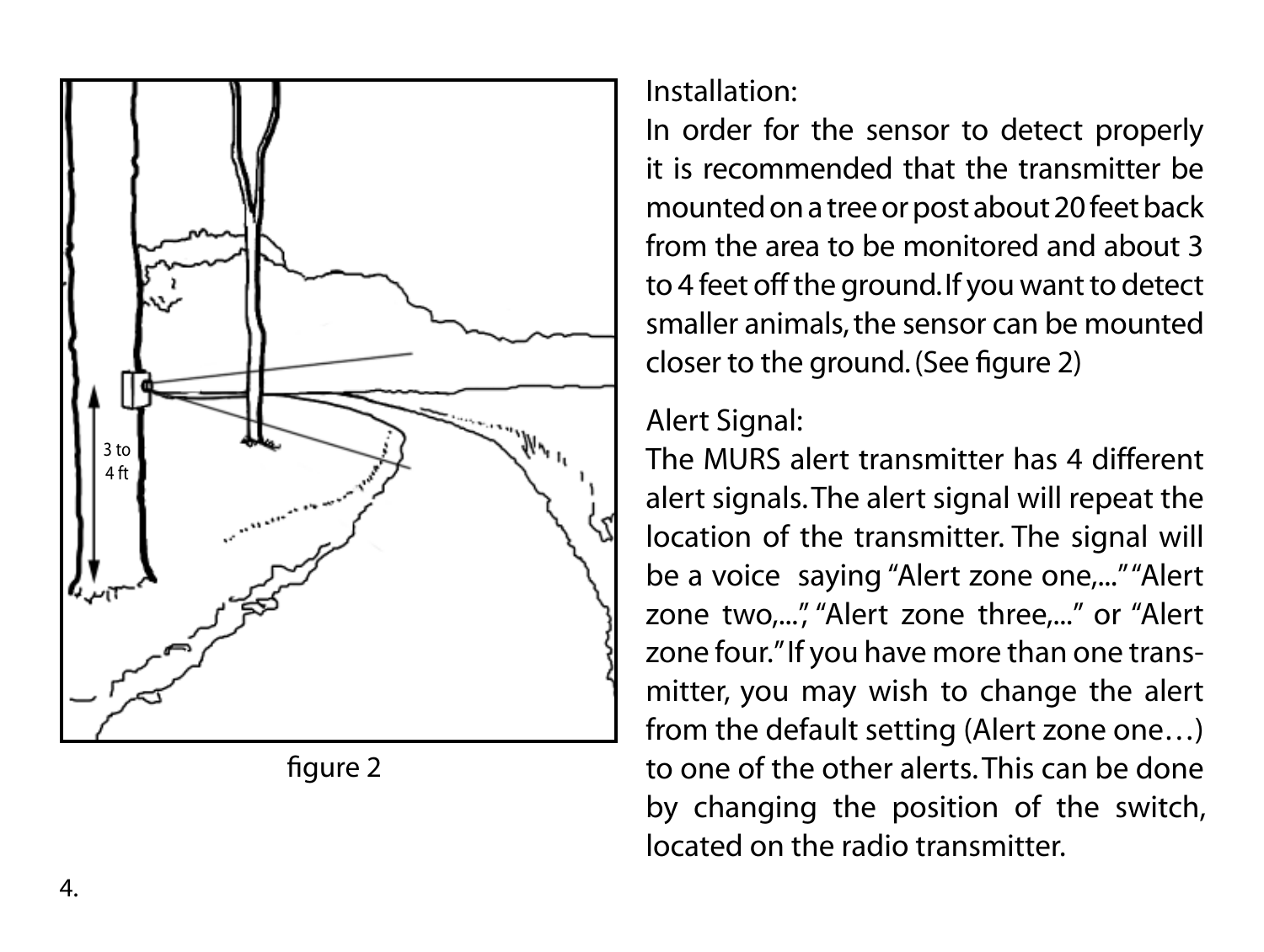figure 2

## Installation:

In order for the sensor to detect properly it is recommended that the transmitter be mounted on a tree or post about 20 feet back from the area to be monitored and about 3 to 4 feet off the ground. If you want to detect smaller animals, the sensor can be mounted closer to the ground. (See figure 2)

## Alert Signal:

The MURS alert transmitter has 4 different alert signals. The alert signal will repeat the location of the transmitter. The signal will be a voice saying "Alert zone one,..." "Alert zone two,...", "Alert zone three,..." or "Alert zone four." If you have more than one transmitter, you may wish to change the alert from the default setting (Alert zone one…) to one of the other alerts. This can be done by changing the position of the switch, located on the radio transmitter.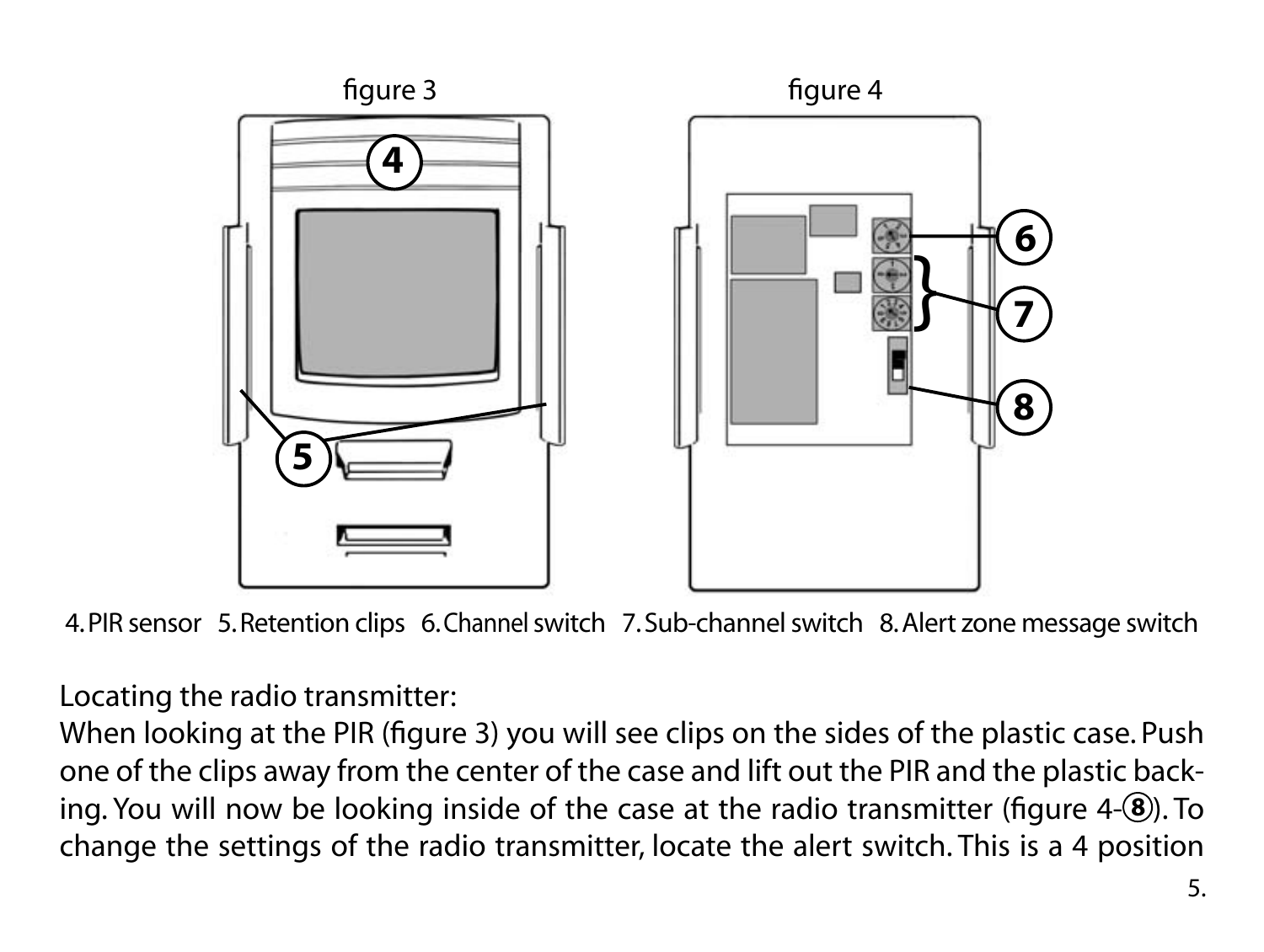figure 3

figure 4

4. PIR sensor 5. Retention clips 6. Channel switch 7. Sub-channel switch 8. Alert zone message switch

Locating the radio transmitter:
When looking at the PIR (figure 3) you will see clips on the sides of the plastic case. Push one of the clips away from the center of the case and lift out the PIR and the plastic backing. You will now be looking inside of the case at the radio transmitter (figure 4-⑧). To change the settings of the radio transmitter, locate the alert switch. This is a 4 position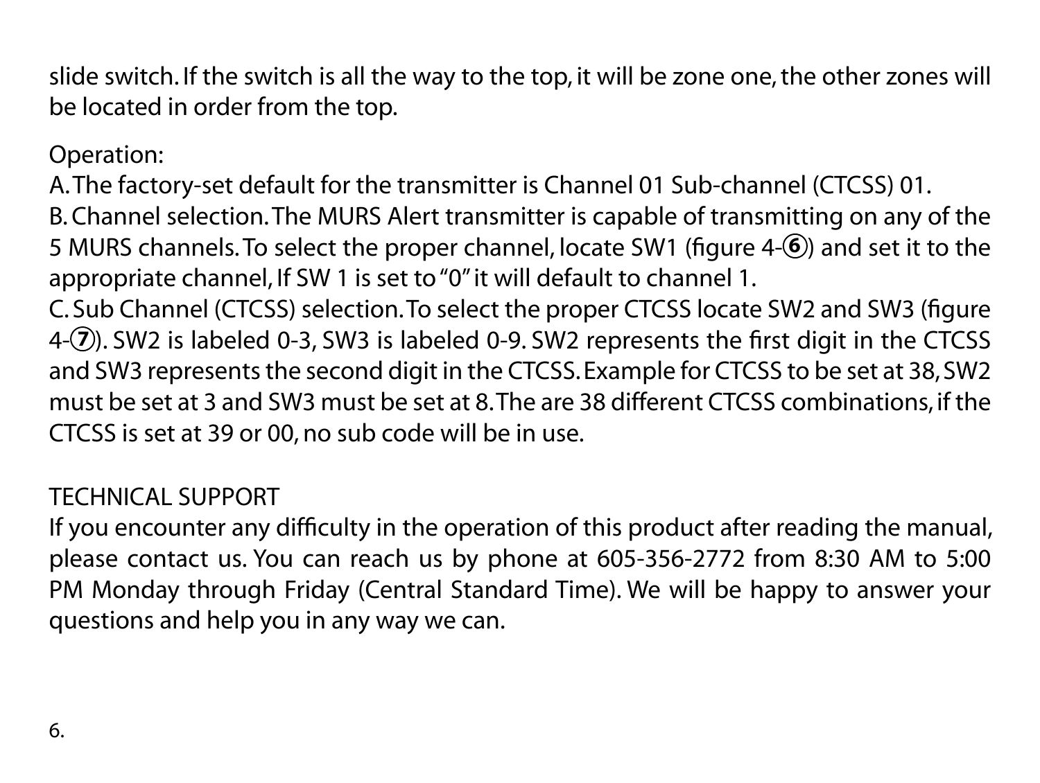slide switch. If the switch is all the way to the top, it will be zone one, the other zones will be located in order from the top.

Operation:

A. The factory-set default for the transmitter is Channel 01 Sub-channel (CTCSS) 01.

B. Channel selection. The MURS Alert transmitter is capable of transmitting on any of the 5 MURS channels. To select the proper channel, locate SW1 (figure 4-⑥) and set it to the appropriate channel, If SW 1 is set to "0" it will default to channel 1.

C. Sub Channel (CTCSS) selection. To select the proper CTCSS locate SW2 and SW3 (figure 4-⑦). SW2 is labeled 0-3, SW3 is labeled 0-9. SW2 represents the first digit in the CTCSS and SW3 represents the second digit in the CTCSS. Example for CTCSS to be set at 38, SW2 must be set at 3 and SW3 must be set at 8. The are 38 different CTCSS combinations, if the CTCSS is set at 39 or 00, no sub code will be in use.

## TECHNICAL SUPPORT

If you encounter any difficulty in the operation of this product after reading the manual, please contact us. You can reach us by phone at 605-356-2772 from 8:30 AM to 5:00 PM Monday through Friday (Central Standard Time). We will be happy to answer your questions and help you in any way we can.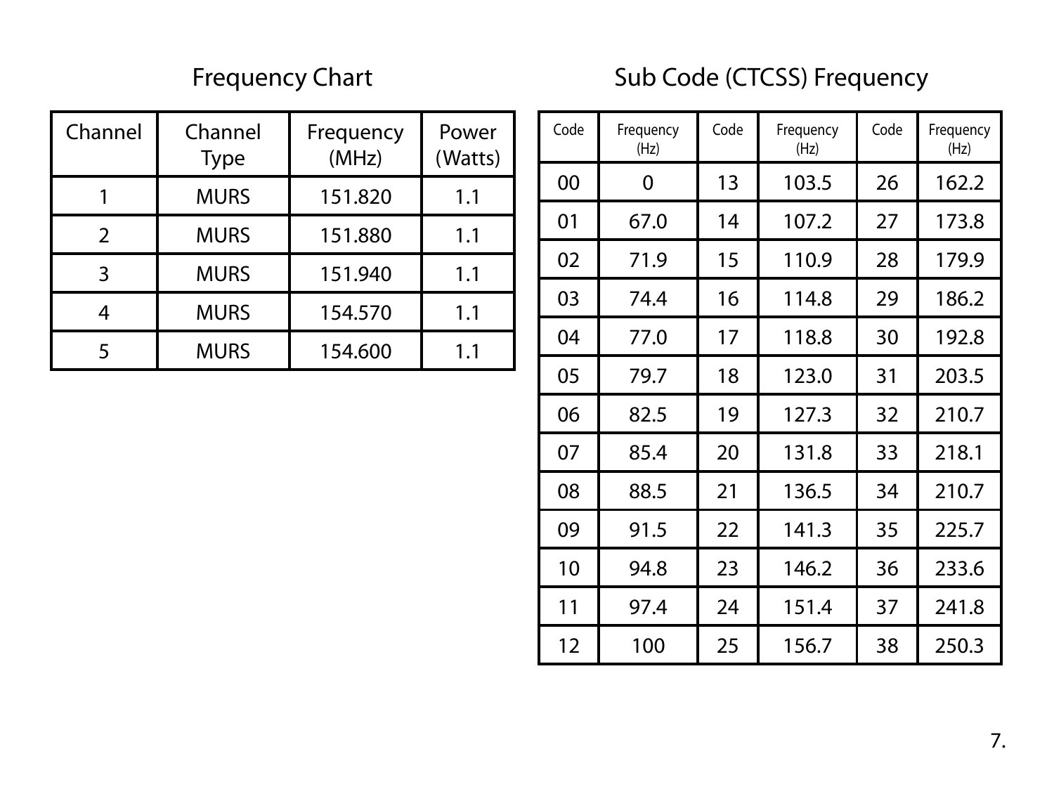## Frequency Chart

| Channel | Channel Type | Frequency (MHz) | Power (Watts) |
|---|---|---|---|
| 1 | MURS | 151.820 | 1.1 |
| 2 | MURS | 151.880 | 1.1 |
| 3 | MURS | 151.940 | 1.1 |
| 4 | MURS | 154.570 | 1.1 |
| 5 | MURS | 154.600 | 1.1 |

## Sub Code (CTCSS) Frequency

| Code | Frequency (Hz) | Code | Frequency (Hz) | Code | Frequency (Hz) |
|---|---|---|---|---|---|
| 00 | 0 | 13 | 103.5 | 26 | 162.2 |
| 01 | 67.0 | 14 | 107.2 | 27 | 173.8 |
| 02 | 71.9 | 15 | 110.9 | 28 | 179.9 |
| 03 | 74.4 | 16 | 114.8 | 29 | 186.2 |
| 04 | 77.0 | 17 | 118.8 | 30 | 192.8 |
| 05 | 79.7 | 18 | 123.0 | 31 | 203.5 |
| 06 | 82.5 | 19 | 127.3 | 32 | 210.7 |
| 07 | 85.4 | 20 | 131.8 | 33 | 218.1 |
| 08 | 88.5 | 21 | 136.5 | 34 | 210.7 |
| 09 | 91.5 | 22 | 141.3 | 35 | 225.7 |
| 10 | 94.8 | 23 | 146.2 | 36 | 233.6 |
| 11 | 97.4 | 24 | 151.4 | 37 | 241.8 |
| 12 | 100 | 25 | 156.7 | 38 | 250.3 |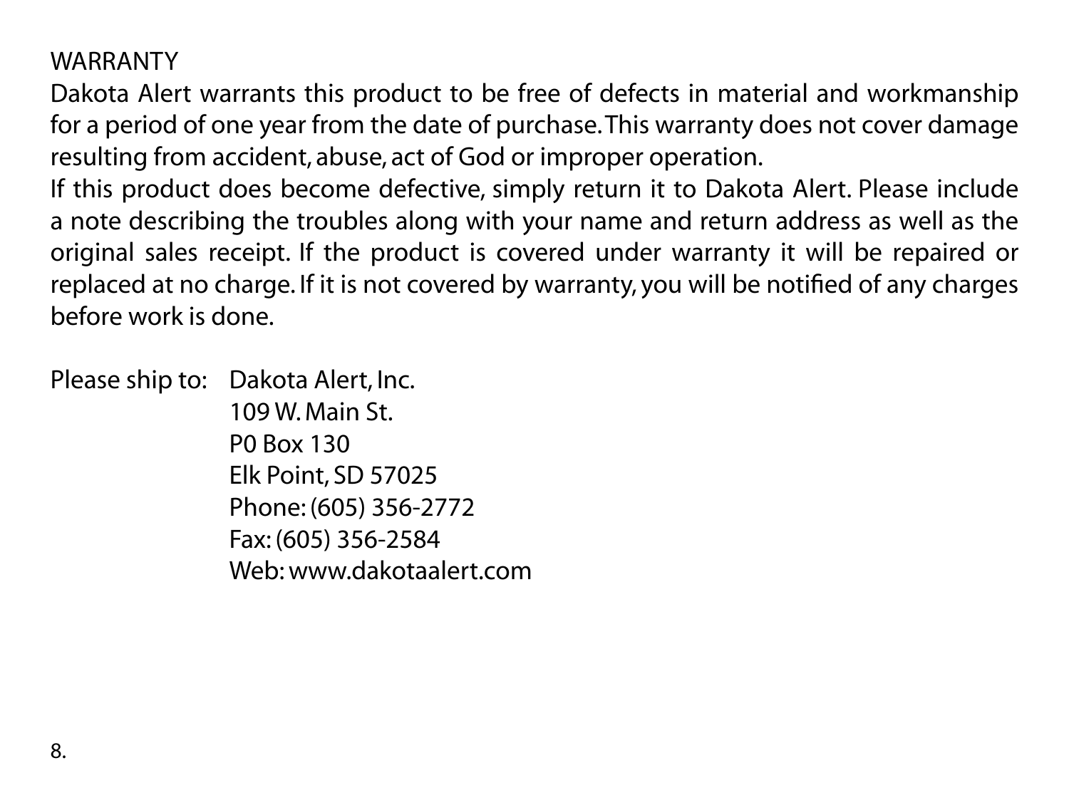## WARRANTY

Dakota Alert warrants this product to be free of defects in material and workmanship for a period of one year from the date of purchase. This warranty does not cover damage resulting from accident, abuse, act of God or improper operation.

If this product does become defective, simply return it to Dakota Alert. Please include a note describing the troubles along with your name and return address as well as the original sales receipt. If the product is covered under warranty it will be repaired or replaced at no charge. If it is not covered by warranty, you will be notified of any charges before work is done.

Please ship to:
Dakota Alert, Inc.
109 W. Main St.
P0 Box 130
Elk Point, SD 57025
Phone: (605) 356-2772
Fax: (605) 356-2584
Web: www.dakotaalert.com